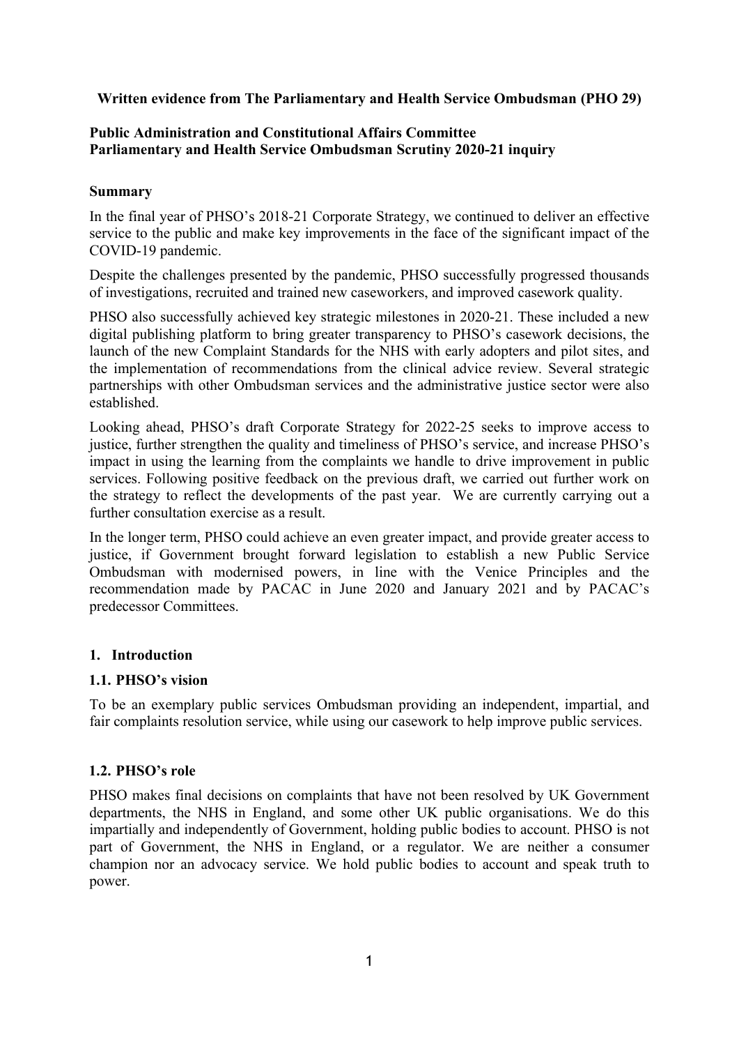**Written evidence from The Parliamentary and Health Service Ombudsman (PHO 29)**

**Public Administration and Constitutional Affairs Committee**
**Parliamentary and Health Service Ombudsman Scrutiny 2020-21 inquiry**

## Summary

In the final year of PHSO's 2018-21 Corporate Strategy, we continued to deliver an effective service to the public and make key improvements in the face of the significant impact of the COVID-19 pandemic.

Despite the challenges presented by the pandemic, PHSO successfully progressed thousands of investigations, recruited and trained new caseworkers, and improved casework quality.

PHSO also successfully achieved key strategic milestones in 2020-21. These included a new digital publishing platform to bring greater transparency to PHSO's casework decisions, the launch of the new Complaint Standards for the NHS with early adopters and pilot sites, and the implementation of recommendations from the clinical advice review. Several strategic partnerships with other Ombudsman services and the administrative justice sector were also established.

Looking ahead, PHSO's draft Corporate Strategy for 2022-25 seeks to improve access to justice, further strengthen the quality and timeliness of PHSO's service, and increase PHSO's impact in using the learning from the complaints we handle to drive improvement in public services. Following positive feedback on the previous draft, we carried out further work on the strategy to reflect the developments of the past year. We are currently carrying out a further consultation exercise as a result.

In the longer term, PHSO could achieve an even greater impact, and provide greater access to justice, if Government brought forward legislation to establish a new Public Service Ombudsman with modernised powers, in line with the Venice Principles and the recommendation made by PACAC in June 2020 and January 2021 and by PACAC's predecessor Committees.

## 1. Introduction

### 1.1. PHSO's vision

To be an exemplary public services Ombudsman providing an independent, impartial, and fair complaints resolution service, while using our casework to help improve public services.

### 1.2. PHSO's role

PHSO makes final decisions on complaints that have not been resolved by UK Government departments, the NHS in England, and some other UK public organisations. We do this impartially and independently of Government, holding public bodies to account. PHSO is not part of Government, the NHS in England, or a regulator. We are neither a consumer champion nor an advocacy service. We hold public bodies to account and speak truth to power.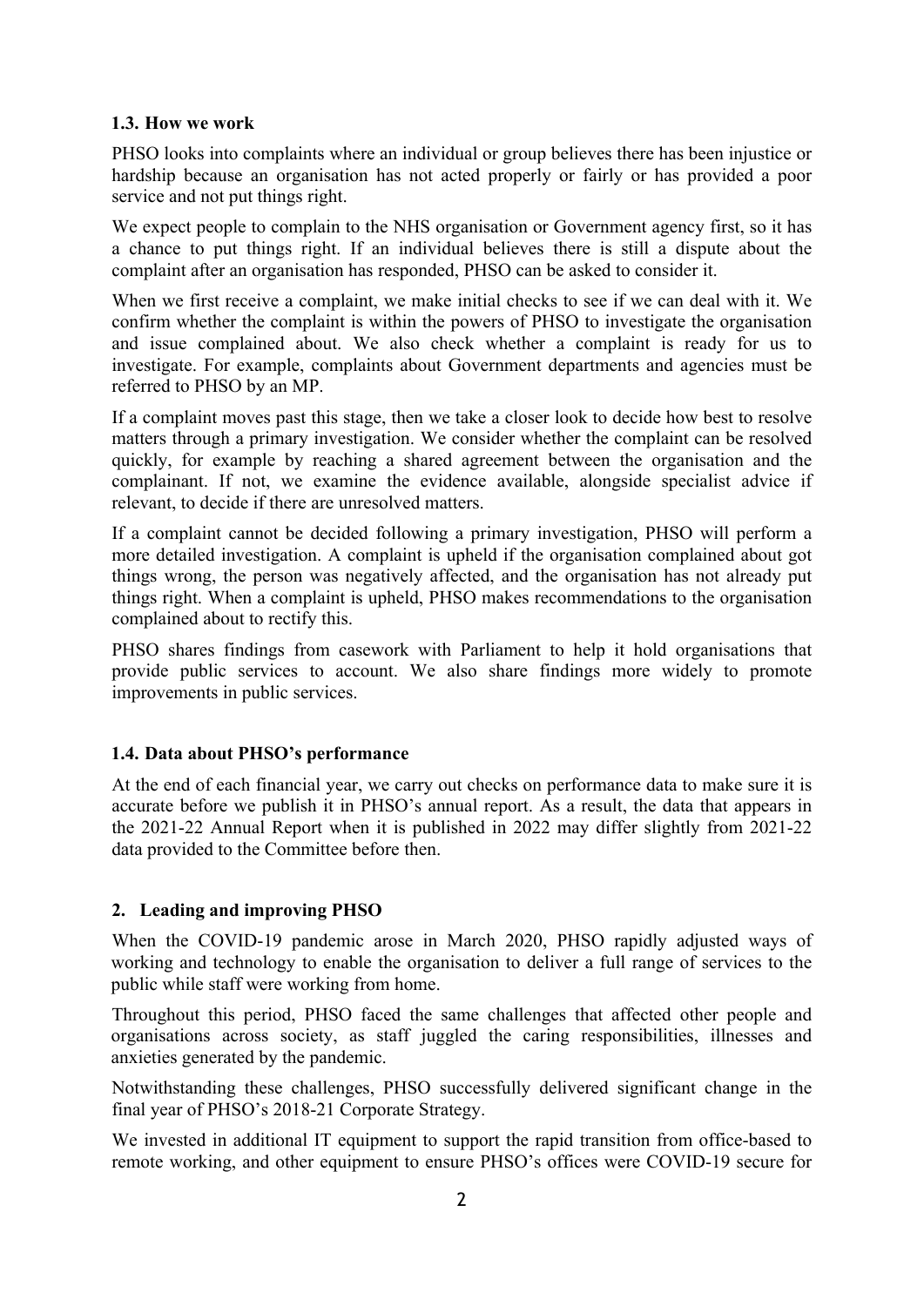### 1.3. How we work

PHSO looks into complaints where an individual or group believes there has been injustice or hardship because an organisation has not acted properly or fairly or has provided a poor service and not put things right.

We expect people to complain to the NHS organisation or Government agency first, so it has a chance to put things right. If an individual believes there is still a dispute about the complaint after an organisation has responded, PHSO can be asked to consider it.

When we first receive a complaint, we make initial checks to see if we can deal with it. We confirm whether the complaint is within the powers of PHSO to investigate the organisation and issue complained about. We also check whether a complaint is ready for us to investigate. For example, complaints about Government departments and agencies must be referred to PHSO by an MP.

If a complaint moves past this stage, then we take a closer look to decide how best to resolve matters through a primary investigation. We consider whether the complaint can be resolved quickly, for example by reaching a shared agreement between the organisation and the complainant. If not, we examine the evidence available, alongside specialist advice if relevant, to decide if there are unresolved matters.

If a complaint cannot be decided following a primary investigation, PHSO will perform a more detailed investigation. A complaint is upheld if the organisation complained about got things wrong, the person was negatively affected, and the organisation has not already put things right. When a complaint is upheld, PHSO makes recommendations to the organisation complained about to rectify this.

PHSO shares findings from casework with Parliament to help it hold organisations that provide public services to account. We also share findings more widely to promote improvements in public services.

### 1.4. Data about PHSO's performance

At the end of each financial year, we carry out checks on performance data to make sure it is accurate before we publish it in PHSO's annual report. As a result, the data that appears in the 2021-22 Annual Report when it is published in 2022 may differ slightly from 2021-22 data provided to the Committee before then.

## 2. Leading and improving PHSO

When the COVID-19 pandemic arose in March 2020, PHSO rapidly adjusted ways of working and technology to enable the organisation to deliver a full range of services to the public while staff were working from home.

Throughout this period, PHSO faced the same challenges that affected other people and organisations across society, as staff juggled the caring responsibilities, illnesses and anxieties generated by the pandemic.

Notwithstanding these challenges, PHSO successfully delivered significant change in the final year of PHSO's 2018-21 Corporate Strategy.

We invested in additional IT equipment to support the rapid transition from office-based to remote working, and other equipment to ensure PHSO's offices were COVID-19 secure for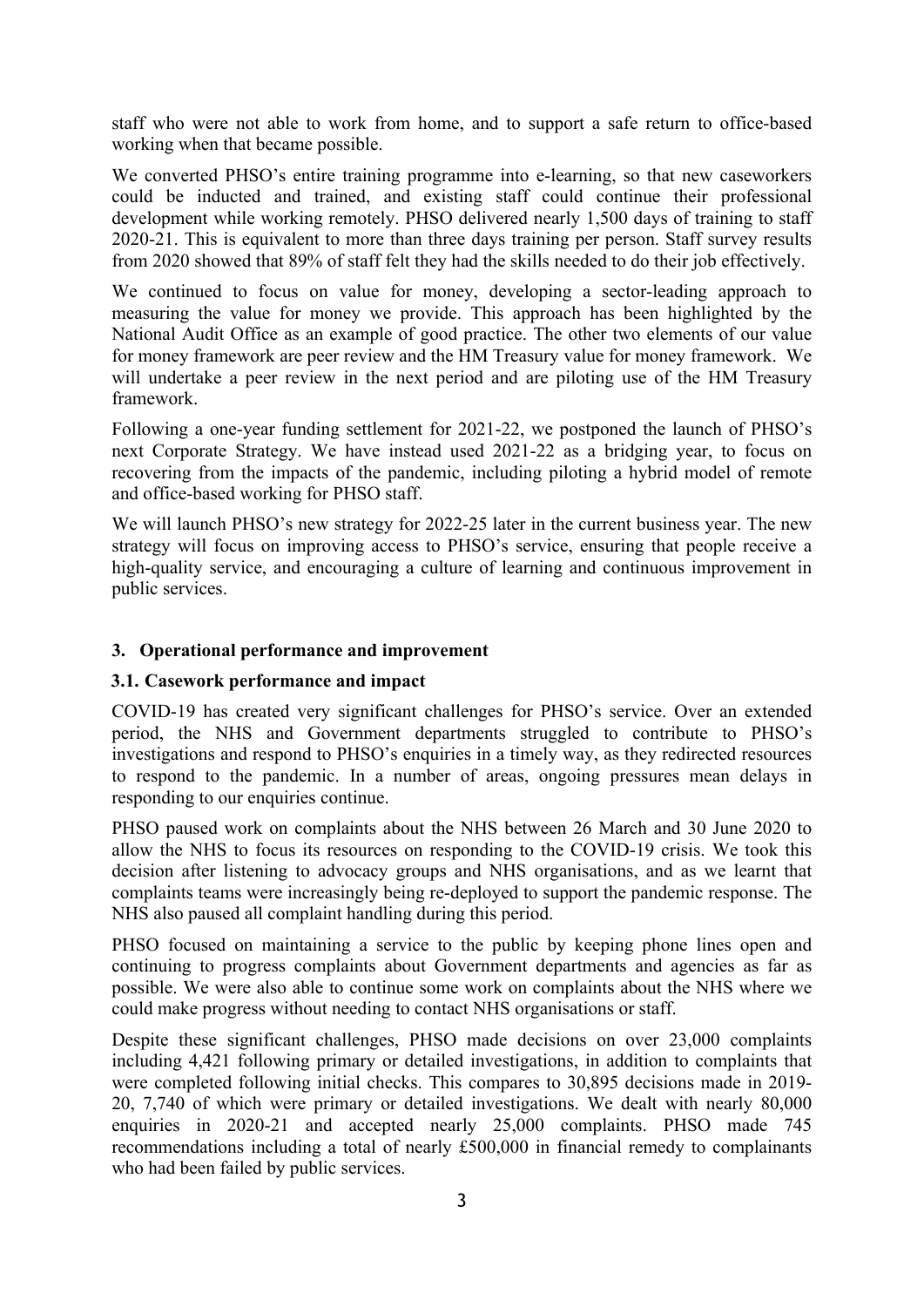staff who were not able to work from home, and to support a safe return to office-based working when that became possible.

We converted PHSO's entire training programme into e-learning, so that new caseworkers could be inducted and trained, and existing staff could continue their professional development while working remotely. PHSO delivered nearly 1,500 days of training to staff 2020-21. This is equivalent to more than three days training per person. Staff survey results from 2020 showed that 89% of staff felt they had the skills needed to do their job effectively.

We continued to focus on value for money, developing a sector-leading approach to measuring the value for money we provide. This approach has been highlighted by the National Audit Office as an example of good practice. The other two elements of our value for money framework are peer review and the HM Treasury value for money framework. We will undertake a peer review in the next period and are piloting use of the HM Treasury framework.

Following a one-year funding settlement for 2021-22, we postponed the launch of PHSO's next Corporate Strategy. We have instead used 2021-22 as a bridging year, to focus on recovering from the impacts of the pandemic, including piloting a hybrid model of remote and office-based working for PHSO staff.

We will launch PHSO's new strategy for 2022-25 later in the current business year. The new strategy will focus on improving access to PHSO's service, ensuring that people receive a high-quality service, and encouraging a culture of learning and continuous improvement in public services.

## 3. Operational performance and improvement

### 3.1. Casework performance and impact

COVID-19 has created very significant challenges for PHSO's service. Over an extended period, the NHS and Government departments struggled to contribute to PHSO's investigations and respond to PHSO's enquiries in a timely way, as they redirected resources to respond to the pandemic. In a number of areas, ongoing pressures mean delays in responding to our enquiries continue.

PHSO paused work on complaints about the NHS between 26 March and 30 June 2020 to allow the NHS to focus its resources on responding to the COVID-19 crisis. We took this decision after listening to advocacy groups and NHS organisations, and as we learnt that complaints teams were increasingly being re-deployed to support the pandemic response. The NHS also paused all complaint handling during this period.

PHSO focused on maintaining a service to the public by keeping phone lines open and continuing to progress complaints about Government departments and agencies as far as possible. We were also able to continue some work on complaints about the NHS where we could make progress without needing to contact NHS organisations or staff.

Despite these significant challenges, PHSO made decisions on over 23,000 complaints including 4,421 following primary or detailed investigations, in addition to complaints that were completed following initial checks. This compares to 30,895 decisions made in 2019-20, 7,740 of which were primary or detailed investigations. We dealt with nearly 80,000 enquiries in 2020-21 and accepted nearly 25,000 complaints. PHSO made 745 recommendations including a total of nearly £500,000 in financial remedy to complainants who had been failed by public services.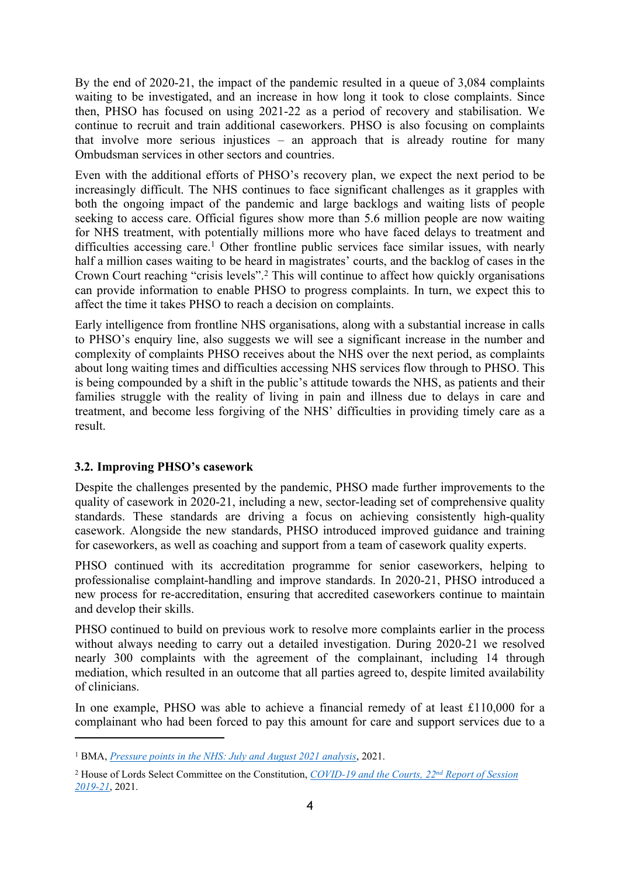By the end of 2020-21, the impact of the pandemic resulted in a queue of 3,084 complaints waiting to be investigated, and an increase in how long it took to close complaints. Since then, PHSO has focused on using 2021-22 as a period of recovery and stabilisation. We continue to recruit and train additional caseworkers. PHSO is also focusing on complaints that involve more serious injustices – an approach that is already routine for many Ombudsman services in other sectors and countries.

Even with the additional efforts of PHSO's recovery plan, we expect the next period to be increasingly difficult. The NHS continues to face significant challenges as it grapples with both the ongoing impact of the pandemic and large backlogs and waiting lists of people seeking to access care. Official figures show more than 5.6 million people are now waiting for NHS treatment, with potentially millions more who have faced delays to treatment and difficulties accessing care.[1] Other frontline public services face similar issues, with nearly half a million cases waiting to be heard in magistrates' courts, and the backlog of cases in the Crown Court reaching "crisis levels".[2] This will continue to affect how quickly organisations can provide information to enable PHSO to progress complaints. In turn, we expect this to affect the time it takes PHSO to reach a decision on complaints.

Early intelligence from frontline NHS organisations, along with a substantial increase in calls to PHSO's enquiry line, also suggests we will see a significant increase in the number and complexity of complaints PHSO receives about the NHS over the next period, as complaints about long waiting times and difficulties accessing NHS services flow through to PHSO. This is being compounded by a shift in the public's attitude towards the NHS, as patients and their families struggle with the reality of living in pain and illness due to delays in care and treatment, and become less forgiving of the NHS' difficulties in providing timely care as a result.

### 3.2. Improving PHSO's casework

Despite the challenges presented by the pandemic, PHSO made further improvements to the quality of casework in 2020-21, including a new, sector-leading set of comprehensive quality standards. These standards are driving a focus on achieving consistently high-quality casework. Alongside the new standards, PHSO introduced improved guidance and training for caseworkers, as well as coaching and support from a team of casework quality experts.

PHSO continued with its accreditation programme for senior caseworkers, helping to professionalise complaint-handling and improve standards. In 2020-21, PHSO introduced a new process for re-accreditation, ensuring that accredited caseworkers continue to maintain and develop their skills.

PHSO continued to build on previous work to resolve more complaints earlier in the process without always needing to carry out a detailed investigation. During 2020-21 we resolved nearly 300 complaints with the agreement of the complainant, including 14 through mediation, which resulted in an outcome that all parties agreed to, despite limited availability of clinicians.

In one example, PHSO was able to achieve a financial remedy of at least £110,000 for a complainant who had been forced to pay this amount for care and support services due to a

---

[1] BMA, *Pressure points in the NHS: July and August 2021 analysis*, 2021.

[2] House of Lords Select Committee on the Constitution, *COVID-19 and the Courts, 22nd Report of Session 2019-21*, 2021.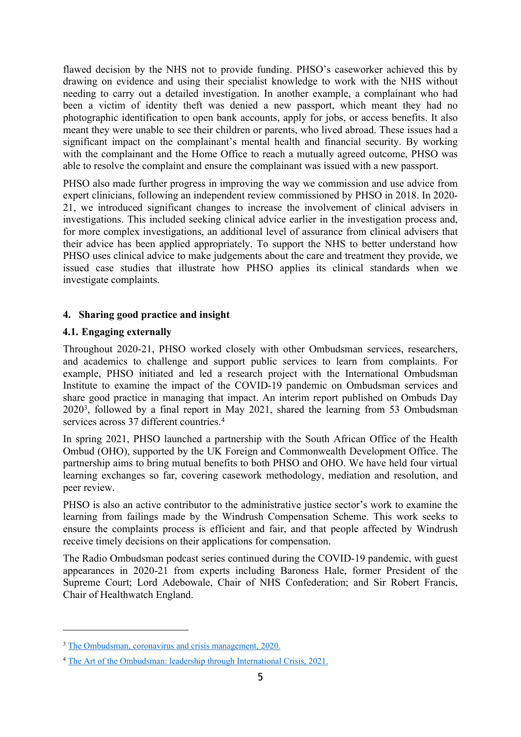flawed decision by the NHS not to provide funding. PHSO's caseworker achieved this by drawing on evidence and using their specialist knowledge to work with the NHS without needing to carry out a detailed investigation. In another example, a complainant who had been a victim of identity theft was denied a new passport, which meant they had no photographic identification to open bank accounts, apply for jobs, or access benefits. It also meant they were unable to see their children or parents, who lived abroad. These issues had a significant impact on the complainant's mental health and financial security. By working with the complainant and the Home Office to reach a mutually agreed outcome, PHSO was able to resolve the complaint and ensure the complainant was issued with a new passport.

PHSO also made further progress in improving the way we commission and use advice from expert clinicians, following an independent review commissioned by PHSO in 2018. In 2020-21, we introduced significant changes to increase the involvement of clinical advisers in investigations. This included seeking clinical advice earlier in the investigation process and, for more complex investigations, an additional level of assurance from clinical advisers that their advice has been applied appropriately. To support the NHS to better understand how PHSO uses clinical advice to make judgements about the care and treatment they provide, we issued case studies that illustrate how PHSO applies its clinical standards when we investigate complaints.

## 4. Sharing good practice and insight

### 4.1. Engaging externally

Throughout 2020-21, PHSO worked closely with other Ombudsman services, researchers, and academics to challenge and support public services to learn from complaints. For example, PHSO initiated and led a research project with the International Ombudsman Institute to examine the impact of the COVID-19 pandemic on Ombudsman services and share good practice in managing that impact. An interim report published on Ombuds Day 2020[3], followed by a final report in May 2021, shared the learning from 53 Ombudsman services across 37 different countries.[4]

In spring 2021, PHSO launched a partnership with the South African Office of the Health Ombud (OHO), supported by the UK Foreign and Commonwealth Development Office. The partnership aims to bring mutual benefits to both PHSO and OHO. We have held four virtual learning exchanges so far, covering casework methodology, mediation and resolution, and peer review.

PHSO is also an active contributor to the administrative justice sector's work to examine the learning from failings made by the Windrush Compensation Scheme. This work seeks to ensure the complaints process is efficient and fair, and that people affected by Windrush receive timely decisions on their applications for compensation.

The Radio Ombudsman podcast series continued during the COVID-19 pandemic, with guest appearances in 2020-21 from experts including Baroness Hale, former President of the Supreme Court; Lord Adebowale, Chair of NHS Confederation; and Sir Robert Francis, Chair of Healthwatch England.

---

[3] The Ombudsman, coronavirus and crisis management, 2020.

[4] The Art of the Ombudsman: leadership through International Crisis, 2021.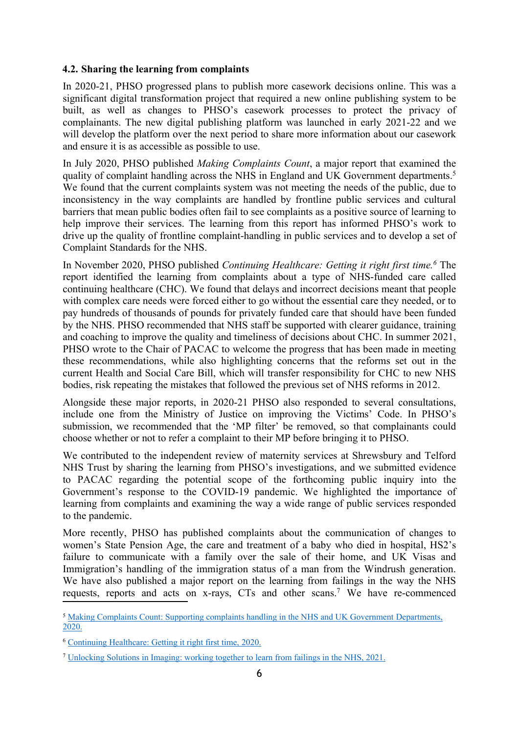#### 4.2. Sharing the learning from complaints

In 2020-21, PHSO progressed plans to publish more casework decisions online. This was a significant digital transformation project that required a new online publishing system to be built, as well as changes to PHSO's casework processes to protect the privacy of complainants. The new digital publishing platform was launched in early 2021-22 and we will develop the platform over the next period to share more information about our casework and ensure it is as accessible as possible to use.

In July 2020, PHSO published *Making Complaints Count*, a major report that examined the quality of complaint handling across the NHS in England and UK Government departments.[5] We found that the current complaints system was not meeting the needs of the public, due to inconsistency in the way complaints are handled by frontline public services and cultural barriers that mean public bodies often fail to see complaints as a positive source of learning to help improve their services. The learning from this report has informed PHSO's work to drive up the quality of frontline complaint-handling in public services and to develop a set of Complaint Standards for the NHS.

In November 2020, PHSO published *Continuing Healthcare: Getting it right first time.*[6] The report identified the learning from complaints about a type of NHS-funded care called continuing healthcare (CHC). We found that delays and incorrect decisions meant that people with complex care needs were forced either to go without the essential care they needed, or to pay hundreds of thousands of pounds for privately funded care that should have been funded by the NHS. PHSO recommended that NHS staff be supported with clearer guidance, training and coaching to improve the quality and timeliness of decisions about CHC. In summer 2021, PHSO wrote to the Chair of PACAC to welcome the progress that has been made in meeting these recommendations, while also highlighting concerns that the reforms set out in the current Health and Social Care Bill, which will transfer responsibility for CHC to new NHS bodies, risk repeating the mistakes that followed the previous set of NHS reforms in 2012.

Alongside these major reports, in 2020-21 PHSO also responded to several consultations, include one from the Ministry of Justice on improving the Victims' Code. In PHSO's submission, we recommended that the 'MP filter' be removed, so that complainants could choose whether or not to refer a complaint to their MP before bringing it to PHSO.

We contributed to the independent review of maternity services at Shrewsbury and Telford NHS Trust by sharing the learning from PHSO's investigations, and we submitted evidence to PACAC regarding the potential scope of the forthcoming public inquiry into the Government's response to the COVID-19 pandemic. We highlighted the importance of learning from complaints and examining the way a wide range of public services responded to the pandemic.

More recently, PHSO has published complaints about the communication of changes to women's State Pension Age, the care and treatment of a baby who died in hospital, HS2's failure to communicate with a family over the sale of their home, and UK Visas and Immigration's handling of the immigration status of a man from the Windrush generation. We have also published a major report on the learning from failings in the way the NHS requests, reports and acts on x-rays, CTs and other scans.[7] We have re-commenced

---

[5] Making Complaints Count: Supporting complaints handling in the NHS and UK Government Departments, 2020.

[6] Continuing Healthcare: Getting it right first time, 2020.

[7] Unlocking Solutions in Imaging: working together to learn from failings in the NHS, 2021.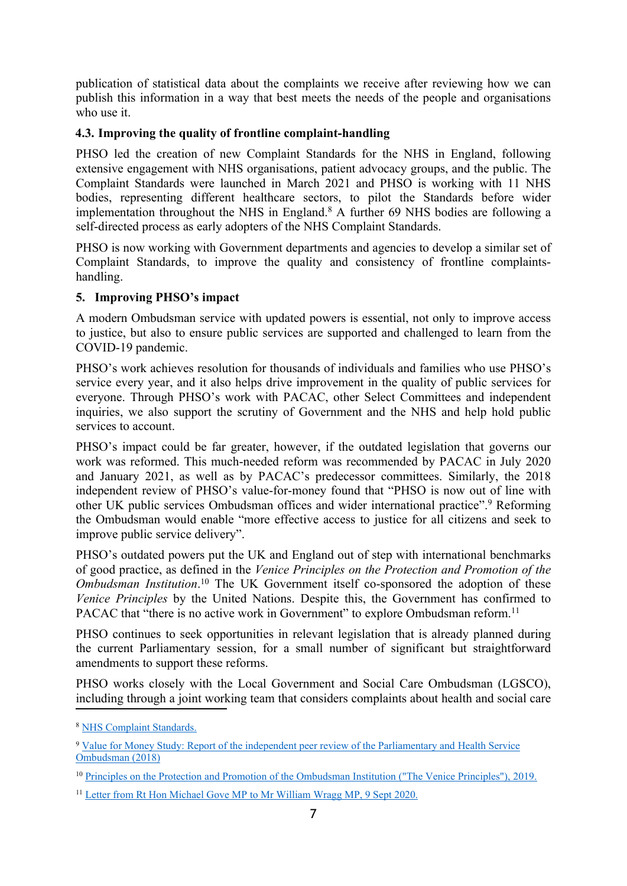publication of statistical data about the complaints we receive after reviewing how we can publish this information in a way that best meets the needs of the people and organisations who use it.

### 4.3. Improving the quality of frontline complaint-handling

PHSO led the creation of new Complaint Standards for the NHS in England, following extensive engagement with NHS organisations, patient advocacy groups, and the public. The Complaint Standards were launched in March 2021 and PHSO is working with 11 NHS bodies, representing different healthcare sectors, to pilot the Standards before wider implementation throughout the NHS in England.[8] A further 69 NHS bodies are following a self-directed process as early adopters of the NHS Complaint Standards.

PHSO is now working with Government departments and agencies to develop a similar set of Complaint Standards, to improve the quality and consistency of frontline complaints-handling.

## 5. Improving PHSO's impact

A modern Ombudsman service with updated powers is essential, not only to improve access to justice, but also to ensure public services are supported and challenged to learn from the COVID-19 pandemic.

PHSO's work achieves resolution for thousands of individuals and families who use PHSO's service every year, and it also helps drive improvement in the quality of public services for everyone. Through PHSO's work with PACAC, other Select Committees and independent inquiries, we also support the scrutiny of Government and the NHS and help hold public services to account.

PHSO's impact could be far greater, however, if the outdated legislation that governs our work was reformed. This much-needed reform was recommended by PACAC in July 2020 and January 2021, as well as by PACAC's predecessor committees. Similarly, the 2018 independent review of PHSO's value-for-money found that "PHSO is now out of line with other UK public services Ombudsman offices and wider international practice".[9] Reforming the Ombudsman would enable "more effective access to justice for all citizens and seek to improve public service delivery".

PHSO's outdated powers put the UK and England out of step with international benchmarks of good practice, as defined in the *Venice Principles on the Protection and Promotion of the Ombudsman Institution*.[10] The UK Government itself co-sponsored the adoption of these *Venice Principles* by the United Nations. Despite this, the Government has confirmed to PACAC that "there is no active work in Government" to explore Ombudsman reform.[11]

PHSO continues to seek opportunities in relevant legislation that is already planned during the current Parliamentary session, for a small number of significant but straightforward amendments to support these reforms.

PHSO works closely with the Local Government and Social Care Ombudsman (LGSCO), including through a joint working team that considers complaints about health and social care

---

[8] NHS Complaint Standards.

[9] Value for Money Study: Report of the independent peer review of the Parliamentary and Health Service Ombudsman (2018)

[10] Principles on the Protection and Promotion of the Ombudsman Institution ("The Venice Principles"), 2019.

[11] Letter from Rt Hon Michael Gove MP to Mr William Wragg MP, 9 Sept 2020.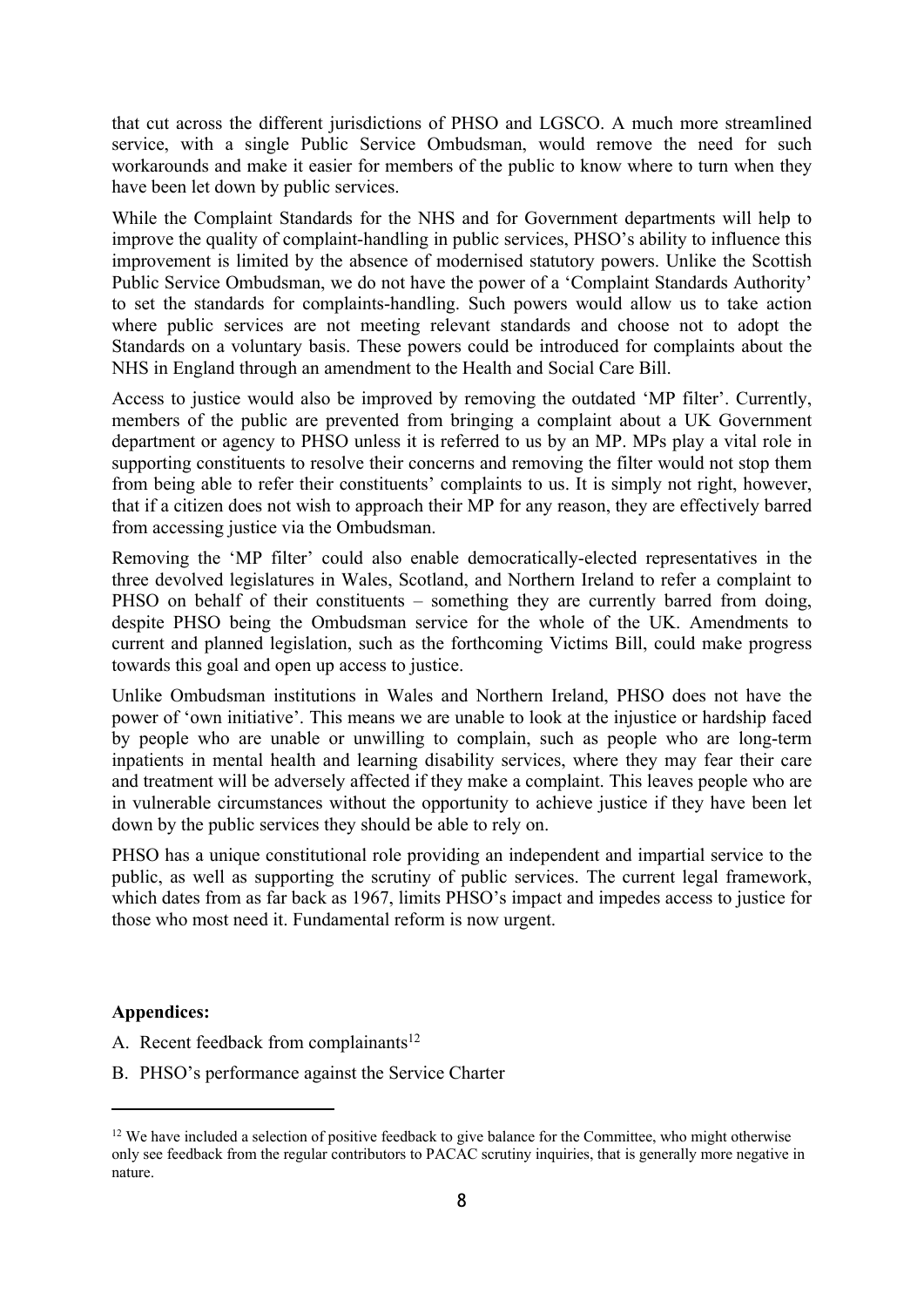that cut across the different jurisdictions of PHSO and LGSCO. A much more streamlined service, with a single Public Service Ombudsman, would remove the need for such workarounds and make it easier for members of the public to know where to turn when they have been let down by public services.

While the Complaint Standards for the NHS and for Government departments will help to improve the quality of complaint-handling in public services, PHSO's ability to influence this improvement is limited by the absence of modernised statutory powers. Unlike the Scottish Public Service Ombudsman, we do not have the power of a 'Complaint Standards Authority' to set the standards for complaints-handling. Such powers would allow us to take action where public services are not meeting relevant standards and choose not to adopt the Standards on a voluntary basis. These powers could be introduced for complaints about the NHS in England through an amendment to the Health and Social Care Bill.

Access to justice would also be improved by removing the outdated 'MP filter'. Currently, members of the public are prevented from bringing a complaint about a UK Government department or agency to PHSO unless it is referred to us by an MP. MPs play a vital role in supporting constituents to resolve their concerns and removing the filter would not stop them from being able to refer their constituents' complaints to us. It is simply not right, however, that if a citizen does not wish to approach their MP for any reason, they are effectively barred from accessing justice via the Ombudsman.

Removing the 'MP filter' could also enable democratically-elected representatives in the three devolved legislatures in Wales, Scotland, and Northern Ireland to refer a complaint to PHSO on behalf of their constituents – something they are currently barred from doing, despite PHSO being the Ombudsman service for the whole of the UK. Amendments to current and planned legislation, such as the forthcoming Victims Bill, could make progress towards this goal and open up access to justice.

Unlike Ombudsman institutions in Wales and Northern Ireland, PHSO does not have the power of 'own initiative'. This means we are unable to look at the injustice or hardship faced by people who are unable or unwilling to complain, such as people who are long-term inpatients in mental health and learning disability services, where they may fear their care and treatment will be adversely affected if they make a complaint. This leaves people who are in vulnerable circumstances without the opportunity to achieve justice if they have been let down by the public services they should be able to rely on.

PHSO has a unique constitutional role providing an independent and impartial service to the public, as well as supporting the scrutiny of public services. The current legal framework, which dates from as far back as 1967, limits PHSO's impact and impedes access to justice for those who most need it. Fundamental reform is now urgent.

**Appendices:**

A. Recent feedback from complainants[12]

B. PHSO's performance against the Service Charter

[12] We have included a selection of positive feedback to give balance for the Committee, who might otherwise only see feedback from the regular contributors to PACAC scrutiny inquiries, that is generally more negative in nature.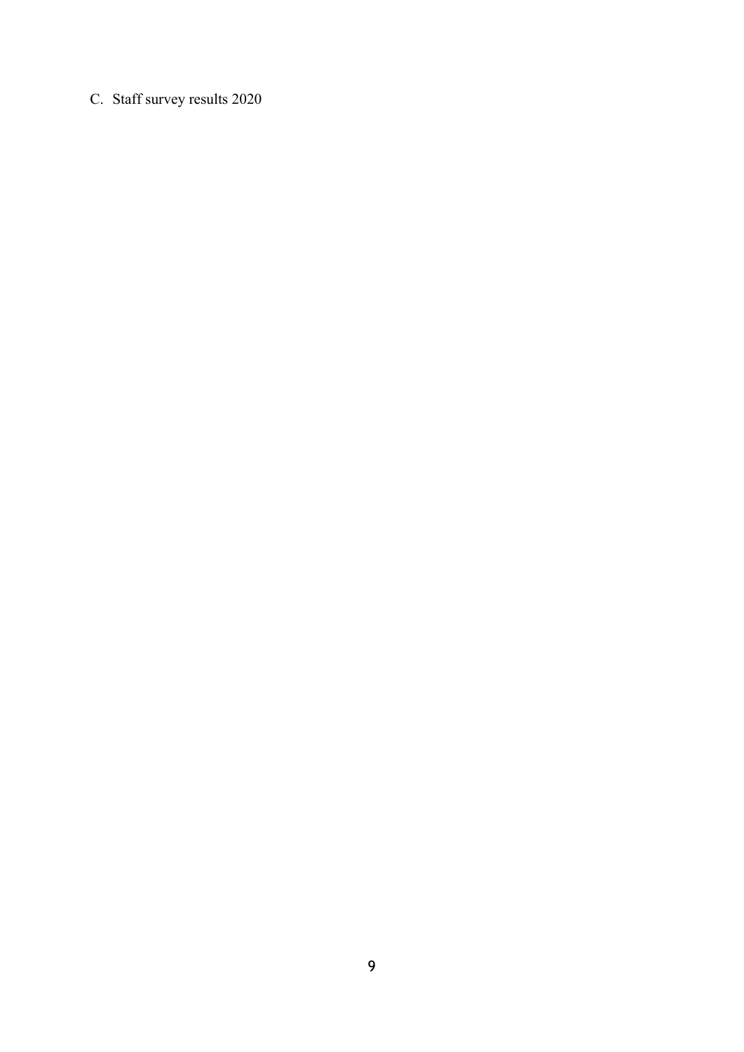C. Staff survey results 2020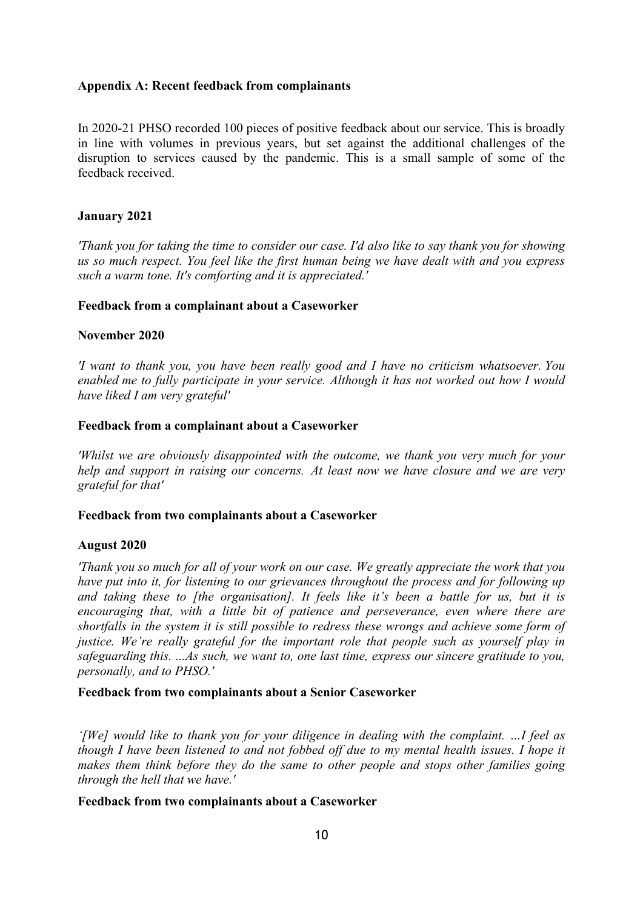**Appendix A: Recent feedback from complainants**

In 2020-21 PHSO recorded 100 pieces of positive feedback about our service. This is broadly in line with volumes in previous years, but set against the additional challenges of the disruption to services caused by the pandemic. This is a small sample of some of the feedback received.

**January 2021**

*'Thank you for taking the time to consider our case. I'd also like to say thank you for showing us so much respect. You feel like the first human being we have dealt with and you express such a warm tone. It's comforting and it is appreciated.'*

**Feedback from a complainant about a Caseworker**

**November 2020**

*'I want to thank you, you have been really good and I have no criticism whatsoever. You enabled me to fully participate in your service. Although it has not worked out how I would have liked I am very grateful'*

**Feedback from a complainant about a Caseworker**

*'Whilst we are obviously disappointed with the outcome, we thank you very much for your help and support in raising our concerns. At least now we have closure and we are very grateful for that'*

**Feedback from two complainants about a Caseworker**

**August 2020**

*'Thank you so much for all of your work on our case. We greatly appreciate the work that you have put into it, for listening to our grievances throughout the process and for following up and taking these to [the organisation]. It feels like it's been a battle for us, but it is encouraging that, with a little bit of patience and perseverance, even where there are shortfalls in the system it is still possible to redress these wrongs and achieve some form of justice. We're really grateful for the important role that people such as yourself play in safeguarding this. ...As such, we want to, one last time, express our sincere gratitude to you, personally, and to PHSO.'*

**Feedback from two complainants about a Senior Caseworker**

*'[We] would like to thank you for your diligence in dealing with the complaint. …I feel as though I have been listened to and not fobbed off due to my mental health issues. I hope it makes them think before they do the same to other people and stops other families going through the hell that we have.'*

**Feedback from two complainants about a Caseworker**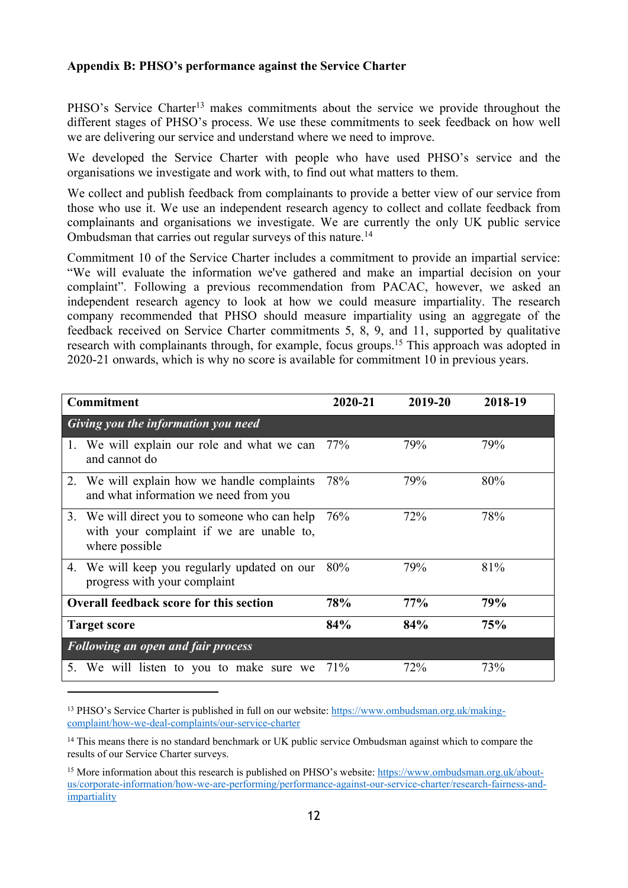**Appendix B: PHSO's performance against the Service Charter**

PHSO's Service Charter[13] makes commitments about the service we provide throughout the different stages of PHSO's process. We use these commitments to seek feedback on how well we are delivering our service and understand where we need to improve.

We developed the Service Charter with people who have used PHSO's service and the organisations we investigate and work with, to find out what matters to them.

We collect and publish feedback from complainants to provide a better view of our service from those who use it. We use an independent research agency to collect and collate feedback from complainants and organisations we investigate. We are currently the only UK public service Ombudsman that carries out regular surveys of this nature.[14]

Commitment 10 of the Service Charter includes a commitment to provide an impartial service: "We will evaluate the information we've gathered and make an impartial decision on your complaint". Following a previous recommendation from PACAC, however, we asked an independent research agency to look at how we could measure impartiality. The research company recommended that PHSO should measure impartiality using an aggregate of the feedback received on Service Charter commitments 5, 8, 9, and 11, supported by qualitative research with complainants through, for example, focus groups.[15] This approach was adopted in 2020-21 onwards, which is why no score is available for commitment 10 in previous years.

| Commitment | 2020-21 | 2019-20 | 2018-19 |
|---|---|---|---|
| *Giving you the information you need* | | | |
| 1. We will explain our role and what we can and cannot do | 77% | 79% | 79% |
| 2. We will explain how we handle complaints and what information we need from you | 78% | 79% | 80% |
| 3. We will direct you to someone who can help with your complaint if we are unable to, where possible | 76% | 72% | 78% |
| 4. We will keep you regularly updated on our progress with your complaint | 80% | 79% | 81% |
| **Overall feedback score for this section** | **78%** | **77%** | **79%** |
| **Target score** | **84%** | **84%** | **75%** |
| *Following an open and fair process* | | | |
| 5. We will listen to you to make sure we | 71% | 72% | 73% |

[13] PHSO's Service Charter is published in full on our website: https://www.ombudsman.org.uk/making-complaint/how-we-deal-complaints/our-service-charter

[14] This means there is no standard benchmark or UK public service Ombudsman against which to compare the results of our Service Charter surveys.

[15] More information about this research is published on PHSO's website: https://www.ombudsman.org.uk/about-us/corporate-information/how-we-are-performing/performance-against-our-service-charter/research-fairness-and-impartiality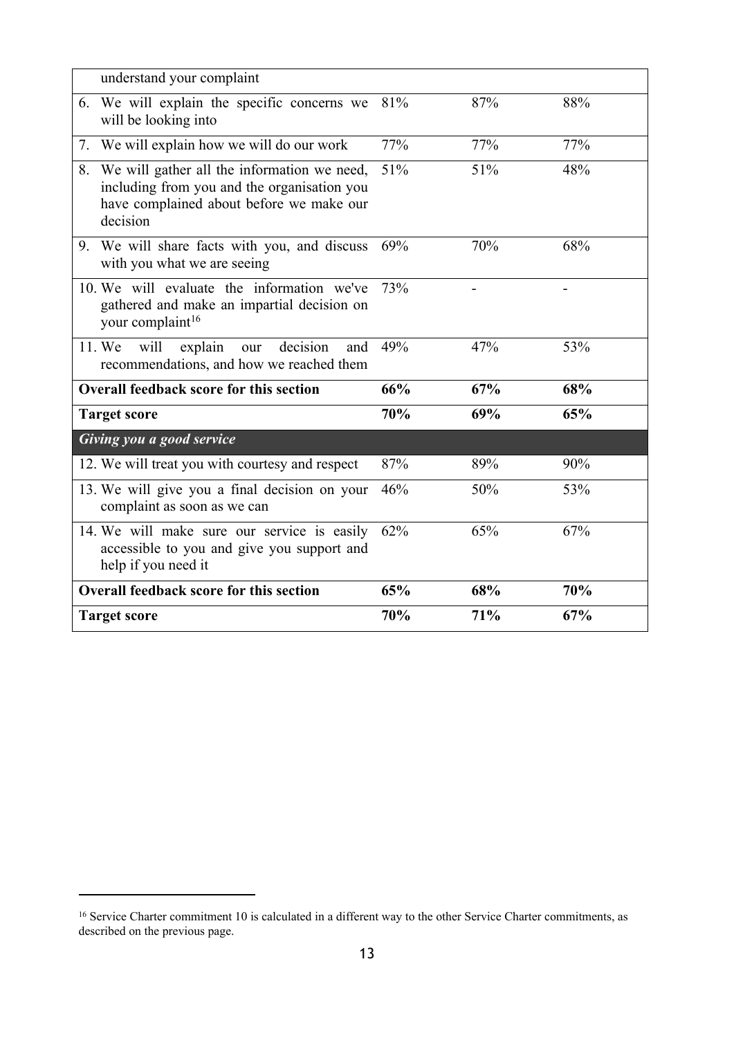| | | | |
|---|---|---|---|
| understand your complaint | | | |
| 6. We will explain the specific concerns we will be looking into | 81% | 87% | 88% |
| 7. We will explain how we will do our work | 77% | 77% | 77% |
| 8. We will gather all the information we need, including from you and the organisation you have complained about before we make our decision | 51% | 51% | 48% |
| 9. We will share facts with you, and discuss with you what we are seeing | 69% | 70% | 68% |
| 10. We will evaluate the information we've gathered and make an impartial decision on your complaint[16] | 73% | - | - |
| 11. We will explain our decision and recommendations, and how we reached them | 49% | 47% | 53% |
| **Overall feedback score for this section** | **66%** | **67%** | **68%** |
| **Target score** | **70%** | **69%** | **65%** |
| ***Giving you a good service*** | | | |
| 12. We will treat you with courtesy and respect | 87% | 89% | 90% |
| 13. We will give you a final decision on your complaint as soon as we can | 46% | 50% | 53% |
| 14. We will make sure our service is easily accessible to you and give you support and help if you need it | 62% | 65% | 67% |
| **Overall feedback score for this section** | **65%** | **68%** | **70%** |
| **Target score** | **70%** | **71%** | **67%** |

[16] Service Charter commitment 10 is calculated in a different way to the other Service Charter commitments, as described on the previous page.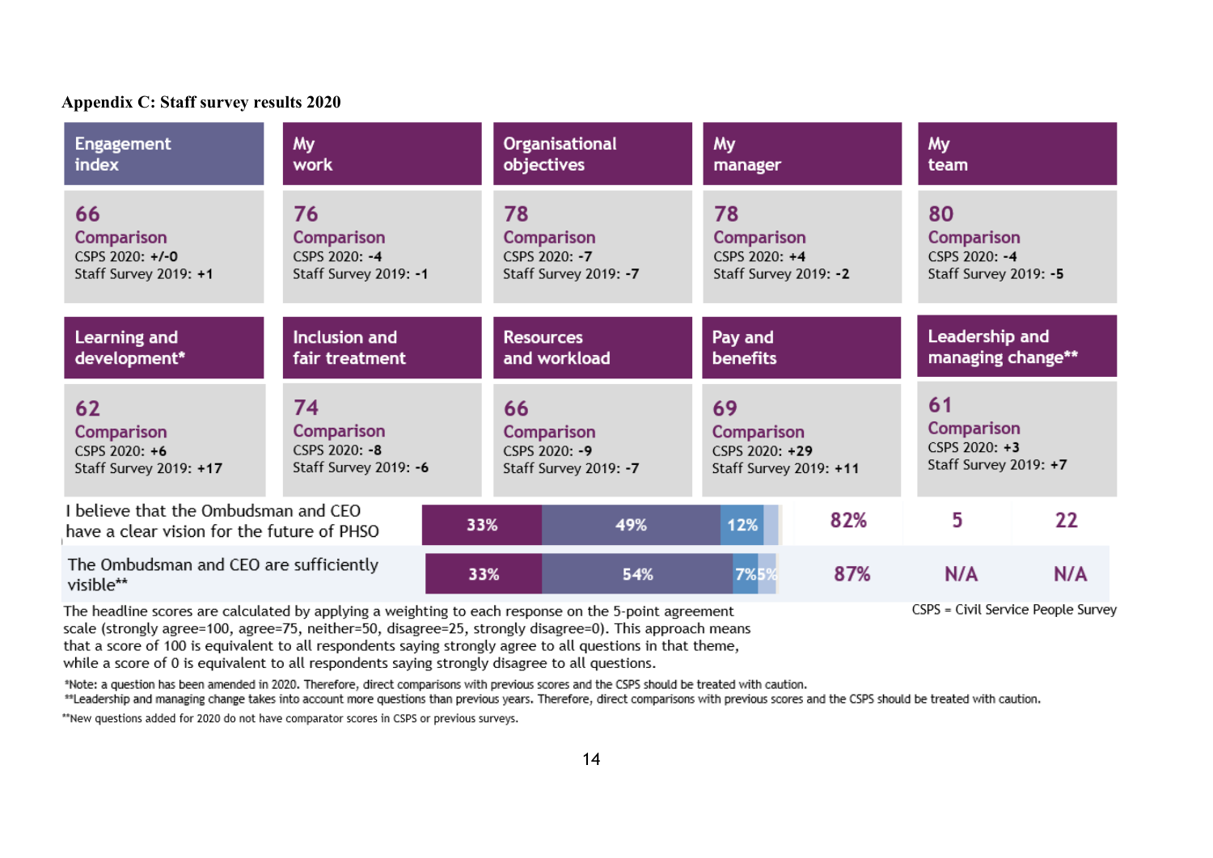**Appendix C: Staff survey results 2020**

| Engagement index | My work | Organisational objectives | My manager | My team |
|---|---|---|---|---|
| **66**<br>Comparison<br>CSPS 2020: **+/-0**<br>Staff Survey 2019: **+1** | **76**<br>Comparison<br>CSPS 2020: **-4**<br>Staff Survey 2019: **-1** | **78**<br>Comparison<br>CSPS 2020: **-7**<br>Staff Survey 2019: **-7** | **78**<br>Comparison<br>CSPS 2020: **+4**<br>Staff Survey 2019: **-2** | **80**<br>Comparison<br>CSPS 2020: **-4**<br>Staff Survey 2019: **-5** |

| Learning and development* | Inclusion and fair treatment | Resources and workload | Pay and benefits | Leadership and managing change** |
|---|---|---|---|---|
| **62**<br>Comparison<br>CSPS 2020: **+6**<br>Staff Survey 2019: **+17** | **74**<br>Comparison<br>CSPS 2020: **-8**<br>Staff Survey 2019: **-6** | **66**<br>Comparison<br>CSPS 2020: **-9**<br>Staff Survey 2019: **-7** | **69**<br>Comparison<br>CSPS 2020: **+29**<br>Staff Survey 2019: **+11** | **61**<br>Comparison<br>CSPS 2020: **+3**<br>Staff Survey 2019: **+7** |

I believe that the Ombudsman and CEO have a clear vision for the future of PHSO

33% 49% 12%

82% 5 22

The Ombudsman and CEO are sufficiently visible**

33% 54% 7% 5%

87% N/A N/A

The headline scores are calculated by applying a weighting to each response on the 5-point agreement scale (strongly agree=100, agree=75, neither=50, disagree=25, strongly disagree=0). This approach means that a score of 100 is equivalent to all respondents saying strongly agree to all questions in that theme, while a score of 0 is equivalent to all respondents saying strongly disagree to all questions.

CSPS = Civil Service People Survey

*Note: a question has been amended in 2020. Therefore, direct comparisons with previous scores and the CSPS should be treated with caution.
**Leadership and managing change takes into account more questions than previous years. Therefore, direct comparisons with previous scores and the CSPS should be treated with caution.

**New questions added for 2020 do not have comparator scores in CSPS or previous surveys.